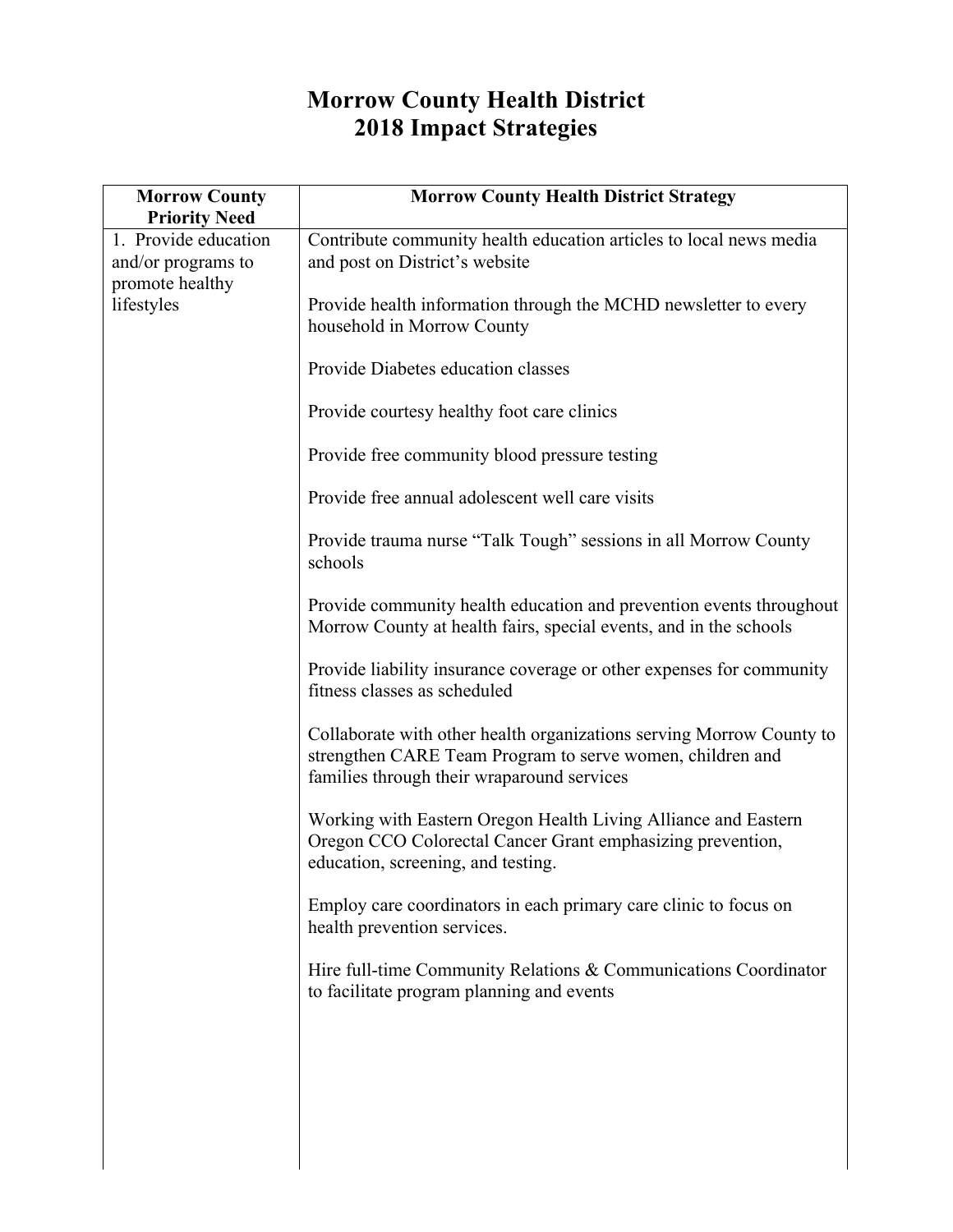# Morrow County Health District
# 2018 Impact Strategies

| Morrow County Priority Need | Morrow County Health District Strategy |
|---|---|
| 1. Provide education and/or programs to promote healthy lifestyles | Contribute community health education articles to local news media and post on District's website<br><br>Provide health information through the MCHD newsletter to every household in Morrow County<br><br>Provide Diabetes education classes<br><br>Provide courtesy healthy foot care clinics<br><br>Provide free community blood pressure testing<br><br>Provide free annual adolescent well care visits<br><br>Provide trauma nurse "Talk Tough" sessions in all Morrow County schools<br><br>Provide community health education and prevention events throughout Morrow County at health fairs, special events, and in the schools<br><br>Provide liability insurance coverage or other expenses for community fitness classes as scheduled<br><br>Collaborate with other health organizations serving Morrow County to strengthen CARE Team Program to serve women, children and families through their wraparound services<br><br>Working with Eastern Oregon Health Living Alliance and Eastern Oregon CCO Colorectal Cancer Grant emphasizing prevention, education, screening, and testing.<br><br>Employ care coordinators in each primary care clinic to focus on health prevention services.<br><br>Hire full-time Community Relations & Communications Coordinator to facilitate program planning and events |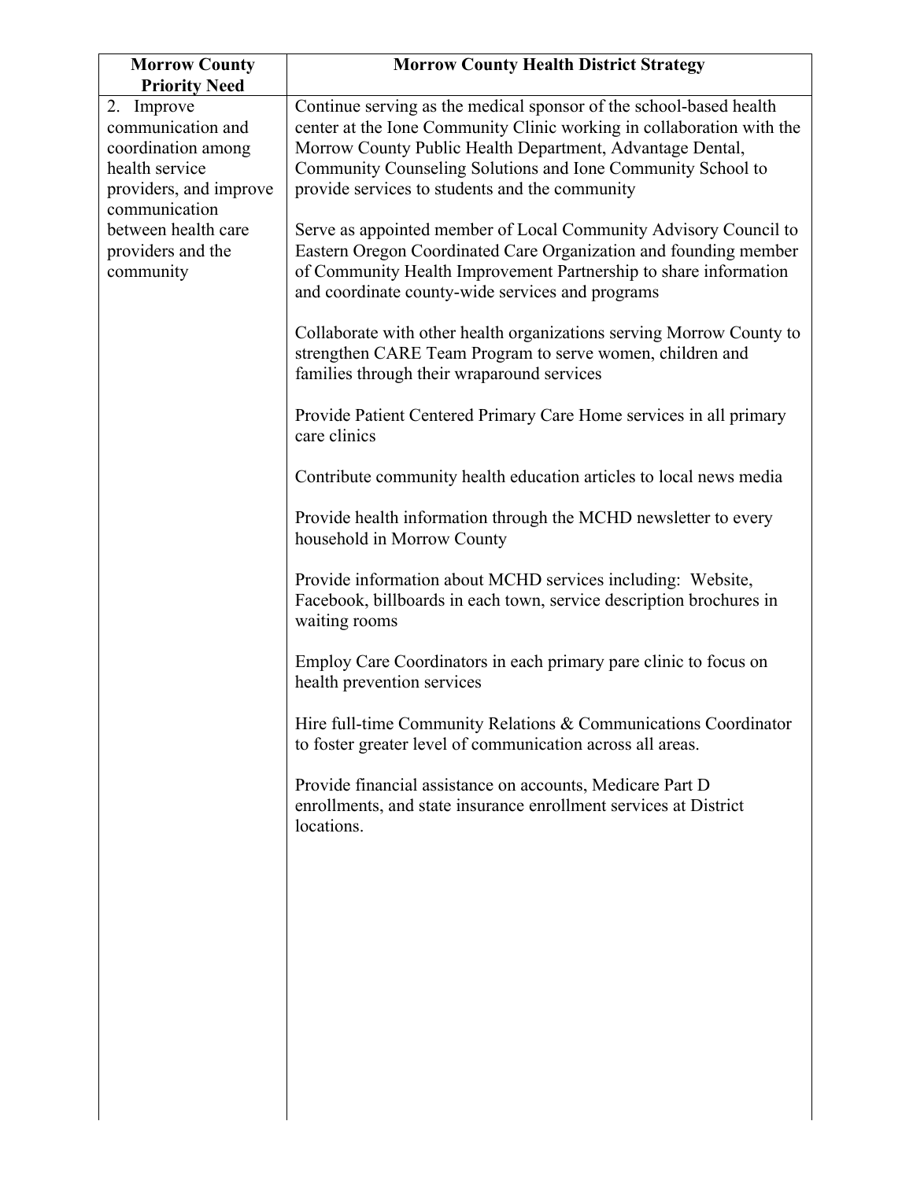| Morrow County Priority Need | Morrow County Health District Strategy |
|---|---|
| 2. Improve communication and coordination among health service providers, and improve communication between health care providers and the community | Continue serving as the medical sponsor of the school-based health center at the Ione Community Clinic working in collaboration with the Morrow County Public Health Department, Advantage Dental, Community Counseling Solutions and Ione Community School to provide services to students and the community<br><br>Serve as appointed member of Local Community Advisory Council to Eastern Oregon Coordinated Care Organization and founding member of Community Health Improvement Partnership to share information and coordinate county-wide services and programs<br><br>Collaborate with other health organizations serving Morrow County to strengthen CARE Team Program to serve women, children and families through their wraparound services<br><br>Provide Patient Centered Primary Care Home services in all primary care clinics<br><br>Contribute community health education articles to local news media<br><br>Provide health information through the MCHD newsletter to every household in Morrow County<br><br>Provide information about MCHD services including: Website, Facebook, billboards in each town, service description brochures in waiting rooms<br><br>Employ Care Coordinators in each primary pare clinic to focus on health prevention services<br><br>Hire full-time Community Relations & Communications Coordinator to foster greater level of communication across all areas.<br><br>Provide financial assistance on accounts, Medicare Part D enrollments, and state insurance enrollment services at District locations. |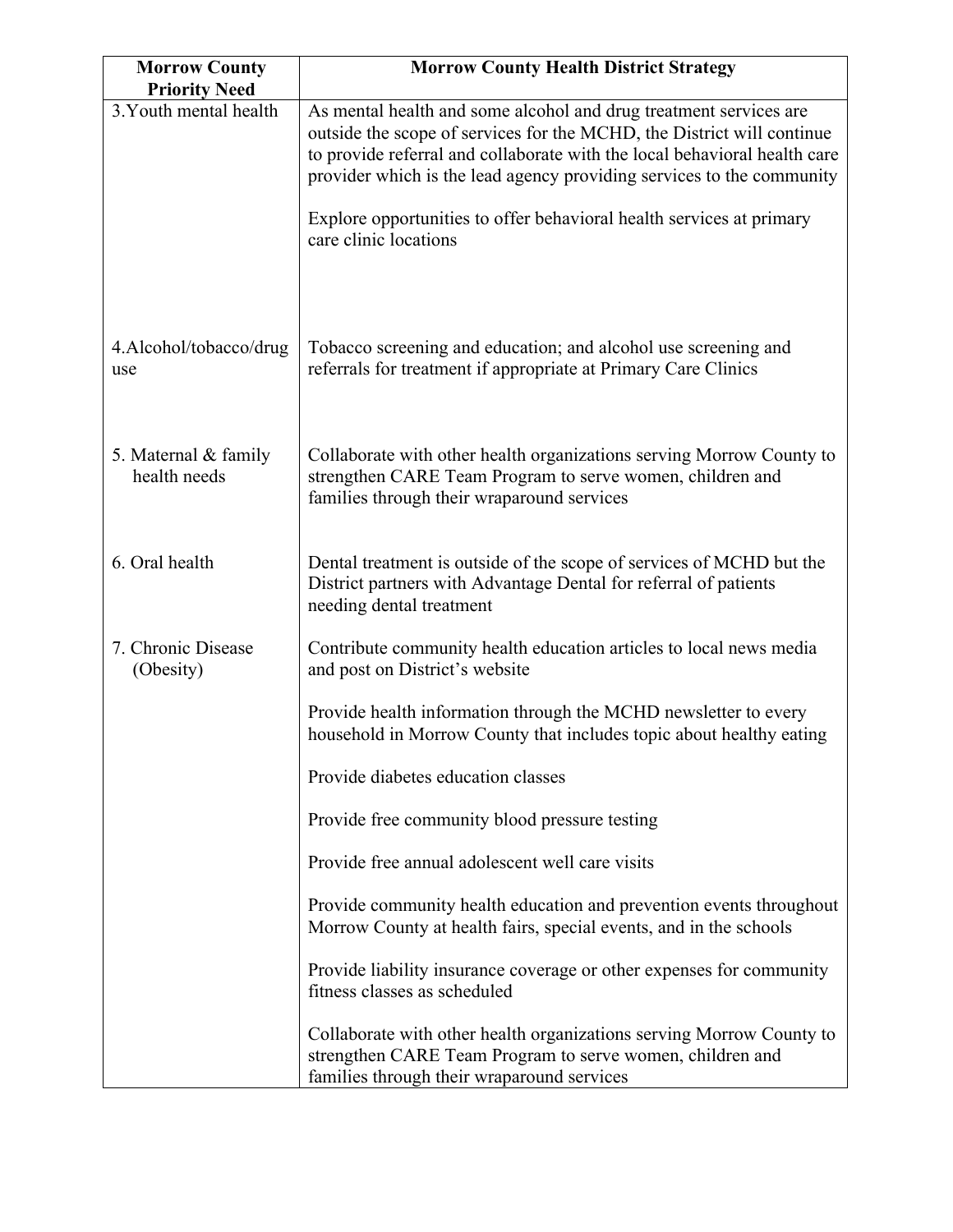| Morrow County Priority Need | Morrow County Health District Strategy |
|---|---|
| 3.Youth mental health | As mental health and some alcohol and drug treatment services are outside the scope of services for the MCHD, the District will continue to provide referral and collaborate with the local behavioral health care provider which is the lead agency providing services to the community<br><br>Explore opportunities to offer behavioral health services at primary care clinic locations |
| 4.Alcohol/tobacco/drug use | Tobacco screening and education; and alcohol use screening and referrals for treatment if appropriate at Primary Care Clinics |
| 5. Maternal & family health needs | Collaborate with other health organizations serving Morrow County to strengthen CARE Team Program to serve women, children and families through their wraparound services |
| 6. Oral health | Dental treatment is outside of the scope of services of MCHD but the District partners with Advantage Dental for referral of patients needing dental treatment |
| 7. Chronic Disease (Obesity) | Contribute community health education articles to local news media and post on District's website<br><br>Provide health information through the MCHD newsletter to every household in Morrow County that includes topic about healthy eating<br><br>Provide diabetes education classes<br><br>Provide free community blood pressure testing<br><br>Provide free annual adolescent well care visits<br><br>Provide community health education and prevention events throughout Morrow County at health fairs, special events, and in the schools<br><br>Provide liability insurance coverage or other expenses for community fitness classes as scheduled<br><br>Collaborate with other health organizations serving Morrow County to strengthen CARE Team Program to serve women, children and families through their wraparound services |